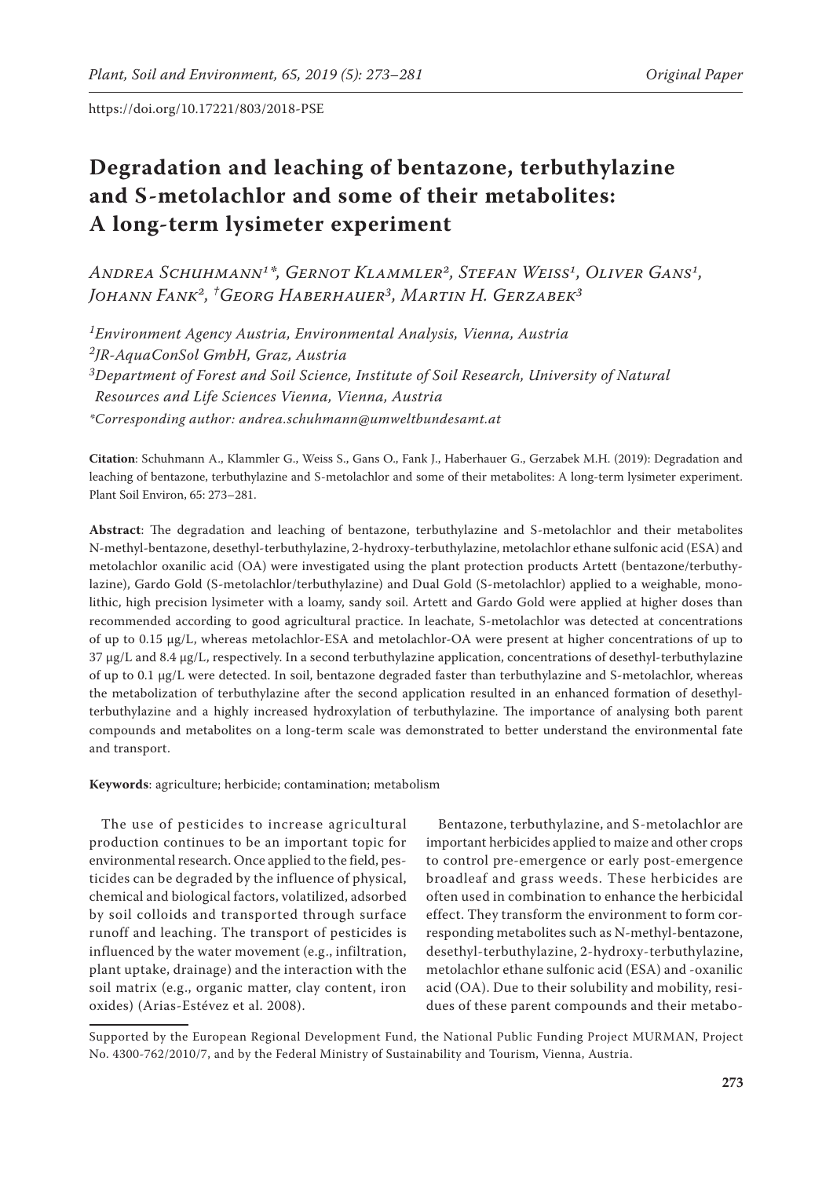https://doi.org/10.17221/803/2018-PSE

# Degradation and leaching of bentazone, terbuthylazine and S-metolachlor and some of their metabolites: A long-term lysimeter experiment

*Andrea Schuhmann[1]\*, Gernot Klammler[2], Stefan Weiss[1], Oliver Gans[1], Johann Fank[2], †Georg Haberhauer[3], Martin H. Gerzabek[3]*

[1]*Environment Agency Austria, Environmental Analysis, Vienna, Austria*
[2]*JR-AquaConSol GmbH, Graz, Austria*
[3]*Department of Forest and Soil Science, Institute of Soil Research, University of Natural Resources and Life Sciences Vienna, Vienna, Austria*
*\*Corresponding author: andrea.schuhmann@umweltbundesamt.at*

**Citation**: Schuhmann A., Klammler G., Weiss S., Gans O., Fank J., Haberhauer G., Gerzabek M.H. (2019): Degradation and leaching of bentazone, terbuthylazine and S-metolachlor and some of their metabolites: A long-term lysimeter experiment. Plant Soil Environ, 65: 273–281.

**Abstract**: The degradation and leaching of bentazone, terbuthylazine and S-metolachlor and their metabolites N-methyl-bentazone, desethyl-terbuthylazine, 2-hydroxy-terbuthylazine, metolachlor ethane sulfonic acid (ESA) and metolachlor oxanilic acid (OA) were investigated using the plant protection products Artett (bentazone/terbuthylazine), Gardo Gold (S-metolachlor/terbuthylazine) and Dual Gold (S-metolachlor) applied to a weighable, monolithic, high precision lysimeter with a loamy, sandy soil. Artett and Gardo Gold were applied at higher doses than recommended according to good agricultural practice. In leachate, S-metolachlor was detected at concentrations of up to 0.15 µg/L, whereas metolachlor-ESA and metolachlor-OA were present at higher concentrations of up to 37 µg/L and 8.4 µg/L, respectively. In a second terbuthylazine application, concentrations of desethyl-terbuthylazine of up to 0.1 µg/L were detected. In soil, bentazone degraded faster than terbuthylazine and S-metolachlor, whereas the metabolization of terbuthylazine after the second application resulted in an enhanced formation of desethyl-terbuthylazine and a highly increased hydroxylation of terbuthylazine. The importance of analysing both parent compounds and metabolites on a long-term scale was demonstrated to better understand the environmental fate and transport.

**Keywords**: agriculture; herbicide; contamination; metabolism

The use of pesticides to increase agricultural production continues to be an important topic for environmental research. Once applied to the field, pesticides can be degraded by the influence of physical, chemical and biological factors, volatilized, adsorbed by soil colloids and transported through surface runoff and leaching. The transport of pesticides is influenced by the water movement (e.g., infiltration, plant uptake, drainage) and the interaction with the soil matrix (e.g., organic matter, clay content, iron oxides) (Arias-Estévez et al. 2008).

Bentazone, terbuthylazine, and S-metolachlor are important herbicides applied to maize and other crops to control pre-emergence or early post-emergence broadleaf and grass weeds. These herbicides are often used in combination to enhance the herbicidal effect. They transform the environment to form corresponding metabolites such as N-methyl-bentazone, desethyl-terbuthylazine, 2-hydroxy-terbuthylazine, metolachlor ethane sulfonic acid (ESA) and -oxanilic acid (OA). Due to their solubility and mobility, residues of these parent compounds and their metabo-

Supported by the European Regional Development Fund, the National Public Funding Project MURMAN, Project No. 4300-762/2010/7, and by the Federal Ministry of Sustainability and Tourism, Vienna, Austria.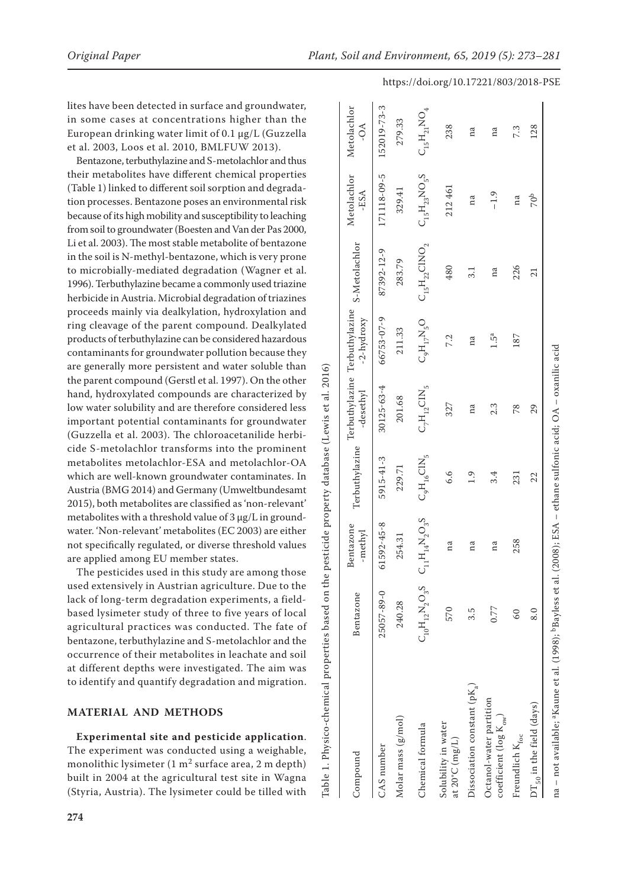lites have been detected in surface and groundwater, in some cases at concentrations higher than the European drinking water limit of 0.1 µg/L (Guzzella et al. 2003, Loos et al. 2010, BMLFUW 2013).

Bentazone, terbuthylazine and S-metolachlor and thus their metabolites have different chemical properties (Table 1) linked to different soil sorption and degradation processes. Bentazone poses an environmental risk because of its high mobility and susceptibility to leaching from soil to groundwater (Boesten and Van der Pas 2000, Li et al. 2003). The most stable metabolite of bentazone in the soil is N-methyl-bentazone, which is very prone to microbially-mediated degradation (Wagner et al. 1996). Terbuthylazine became a commonly used triazine herbicide in Austria. Microbial degradation of triazines proceeds mainly via dealkylation, hydroxylation and ring cleavage of the parent compound. Dealkylated products of terbuthylazine can be considered hazardous contaminants for groundwater pollution because they are generally more persistent and water soluble than the parent compound (Gerstl et al. 1997). On the other hand, hydroxylated compounds are characterized by low water solubility and are therefore considered less important potential contaminants for groundwater (Guzzella et al. 2003). The chloroacetanilide herbicide S-metolachlor transforms into the prominent metabolites metolachlor-ESA and metolachlor-OA which are well-known groundwater contaminants. In Austria (BMG 2014) and Germany (Umweltbundesamt 2015), both metabolites are classified as 'non-relevant' metabolites with a threshold value of 3 µg/L in groundwater. 'Non-relevant' metabolites (EC 2003) are either not specifically regulated, or diverse threshold values are applied among EU member states.

The pesticides used in this study are among those used extensively in Austrian agriculture. Due to the lack of long-term degradation experiments, a field-based lysimeter study of three to five years of local agricultural practices was conducted. The fate of bentazone, terbuthylazine and S-metolachlor and the occurrence of their metabolites in leachate and soil at different depths were investigated. The aim was to identify and quantify degradation and migration.

## MATERIAL AND METHODS

**Experimental site and pesticide application**. The experiment was conducted using a weighable, monolithic lysimeter (1 m$^2$ surface area, 2 m depth) built in 2004 at the agricultural test site in Wagna (Styria, Austria). The lysimeter could be tilled with

Table 1. Physico-chemical properties based on the pesticide property database (Lewis et al. 2016)

| Compound | Bentazone | Bentazone -methyl | Terbuthylazine | Terbuthylazine -desethyl | Terbuthylazine -2-hydroxy | S-Metolachlor | Metolachlor -ESA | Metolachlor -OA |
|---|---|---|---|---|---|---|---|---|
| CAS number | 25057-89-0 | 61592-45-8 | 5915-41-3 | 30125-63-4 | 66753-07-9 | 87392-12-9 | 171118-09-5 | 152019-73-3 |
| Molar mass (g/mol) | 240.28 | 254.31 | 229.71 | 201.68 | 211.33 | 283.79 | 329.41 | 279.33 |
| Chemical formula | $C_{10}H_{12}N_2O_3S$ | $C_{11}H_{14}N_2O_3S$ | $C_9H_{16}ClN_5$ | $C_7H_{12}ClN_5$ | $C_9H_{17}N_5O$ | $C_{15}H_{22}ClNO_2$ | $C_{15}H_{23}NO_5S$ | $C_{15}H_{21}NO_4$ |
| Solubility in water at 20°C (mg/L) | 570 | na | 6.6 | 327 | 7.2 | 480 | 212 461 | 238 |
| Dissociation constant (p$K_a$) | 3.5 | na | 1.9 | na | na | 3.1 | na | na |
| Octanol-water partition coefficient (log $K_{ow}$) | 0.77 | na | 3.4 | 2.3 | 1.5[a] | na | –1.9 | na |
| Freundlich $K_{foc}$ | 60 | 258 | 231 | 78 | 187 | 226 | na | 7.3 |
| $DT_{50}$ in the field (days) | 8.0 | | 22 | 29 | | 21 | 70[b] | 128 |

na – not available; [a]Kaune et al. (1998); [b]Bayless et al. (2008); ESA – ethane sulfonic acid; OA – oxanilic acid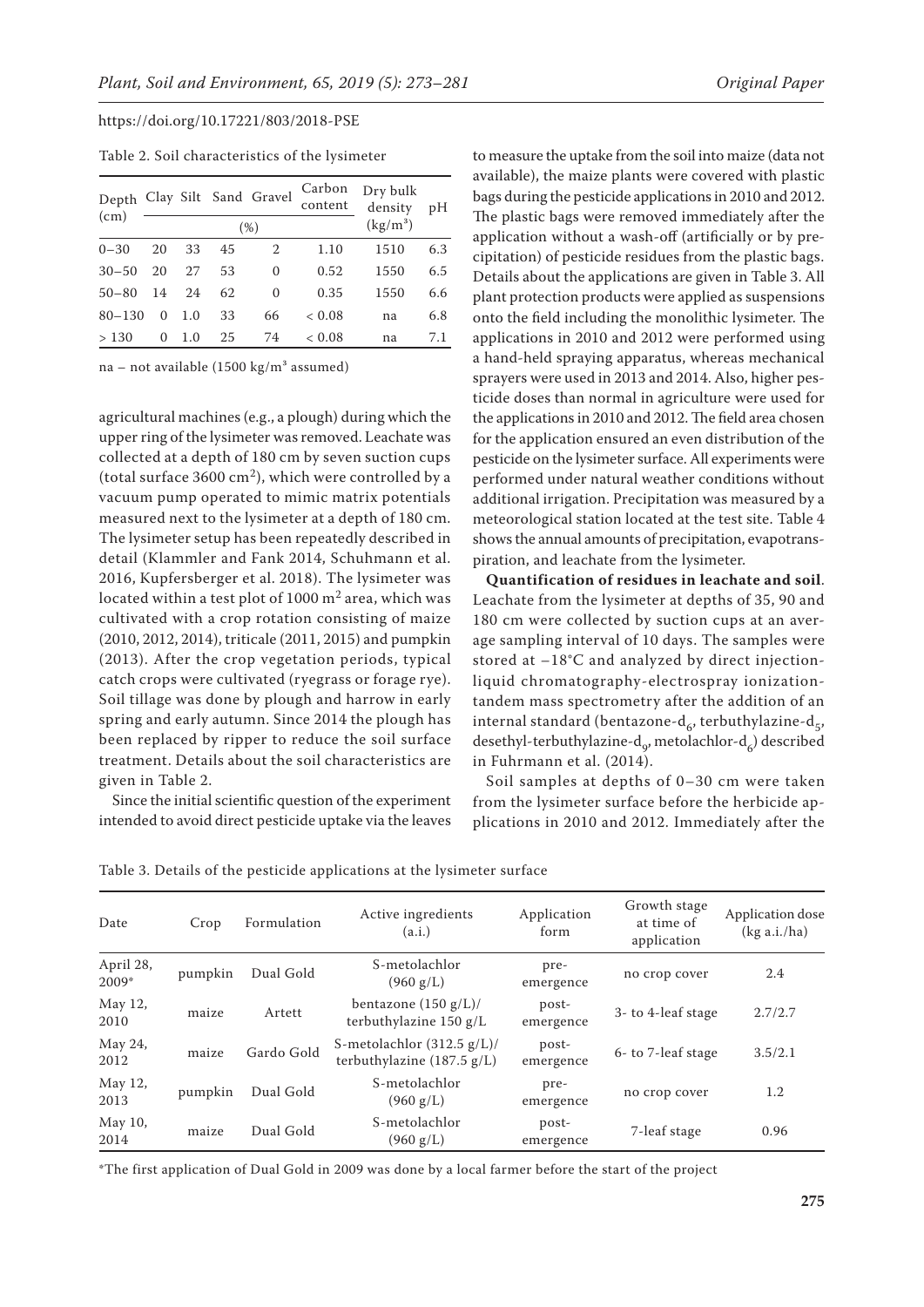https://doi.org/10.17221/803/2018-PSE

Table 2. Soil characteristics of the lysimeter

| Depth (cm) | Clay | Silt | Sand | Gravel | Carbon content | Dry bulk density ($kg/m^3$) | pH |
|---|---|---|---|---|---|---|---|
| | (%) | | | | | | |
| 0–30 | 20 | 33 | 45 | 2 | 1.10 | 1510 | 6.3 |
| 30–50 | 20 | 27 | 53 | 0 | 0.52 | 1550 | 6.5 |
| 50–80 | 14 | 24 | 62 | 0 | 0.35 | 1550 | 6.6 |
| 80–130 | 0 | 1.0 | 33 | 66 | < 0.08 | na | 6.8 |
| > 130 | 0 | 1.0 | 25 | 74 | < 0.08 | na | 7.1 |

na – not available (1500 $kg/m^3$ assumed)

agricultural machines (e.g., a plough) during which the upper ring of the lysimeter was removed. Leachate was collected at a depth of 180 cm by seven suction cups (total surface 3600 $cm^2$), which were controlled by a vacuum pump operated to mimic matrix potentials measured next to the lysimeter at a depth of 180 cm. The lysimeter setup has been repeatedly described in detail (Klammler and Fank 2014, Schuhmann et al. 2016, Kupfersberger et al. 2018). The lysimeter was located within a test plot of 1000 $m^2$ area, which was cultivated with a crop rotation consisting of maize (2010, 2012, 2014), triticale (2011, 2015) and pumpkin (2013). After the crop vegetation periods, typical catch crops were cultivated (ryegrass or forage rye). Soil tillage was done by plough and harrow in early spring and early autumn. Since 2014 the plough has been replaced by ripper to reduce the soil surface treatment. Details about the soil characteristics are given in Table 2.

Since the initial scientific question of the experiment intended to avoid direct pesticide uptake via the leaves to measure the uptake from the soil into maize (data not available), the maize plants were covered with plastic bags during the pesticide applications in 2010 and 2012. The plastic bags were removed immediately after the application without a wash-off (artificially or by precipitation) of pesticide residues from the plastic bags. Details about the applications are given in Table 3. All plant protection products were applied as suspensions onto the field including the monolithic lysimeter. The applications in 2010 and 2012 were performed using a hand-held spraying apparatus, whereas mechanical sprayers were used in 2013 and 2014. Also, higher pesticide doses than normal in agriculture were used for the applications in 2010 and 2012. The field area chosen for the application ensured an even distribution of the pesticide on the lysimeter surface. All experiments were performed under natural weather conditions without additional irrigation. Precipitation was measured by a meteorological station located at the test site. Table 4 shows the annual amounts of precipitation, evapotranspiration, and leachate from the lysimeter.

**Quantification of residues in leachate and soil**. Leachate from the lysimeter at depths of 35, 90 and 180 cm were collected by suction cups at an average sampling interval of 10 days. The samples were stored at –18°C and analyzed by direct injection-liquid chromatography-electrospray ionization-tandem mass spectrometry after the addition of an internal standard (bentazone-$d_6$, terbuthylazine-$d_5$, desethyl-terbuthylazine-$d_9$, metolachlor-$d_6$) described in Fuhrmann et al. (2014).

Soil samples at depths of 0–30 cm were taken from the lysimeter surface before the herbicide applications in 2010 and 2012. Immediately after the

Table 3. Details of the pesticide applications at the lysimeter surface

| Date | Crop | Formulation | Active ingredients (a.i.) | Application form | Growth stage at time of application | Application dose (kg a.i./ha) |
|---|---|---|---|---|---|---|
| April 28, 2009* | pumpkin | Dual Gold | S-metolachlor (960 g/L) | pre-emergence | no crop cover | 2.4 |
| May 12, 2010 | maize | Artett | bentazone (150 g/L)/ terbuthylazine 150 g/L | post-emergence | 3- to 4-leaf stage | 2.7/2.7 |
| May 24, 2012 | maize | Gardo Gold | S-metolachlor (312.5 g/L)/ terbuthylazine (187.5 g/L) | post-emergence | 6- to 7-leaf stage | 3.5/2.1 |
| May 12, 2013 | pumpkin | Dual Gold | S-metolachlor (960 g/L) | pre-emergence | no crop cover | 1.2 |
| May 10, 2014 | maize | Dual Gold | S-metolachlor (960 g/L) | post-emergence | 7-leaf stage | 0.96 |

*The first application of Dual Gold in 2009 was done by a local farmer before the start of the project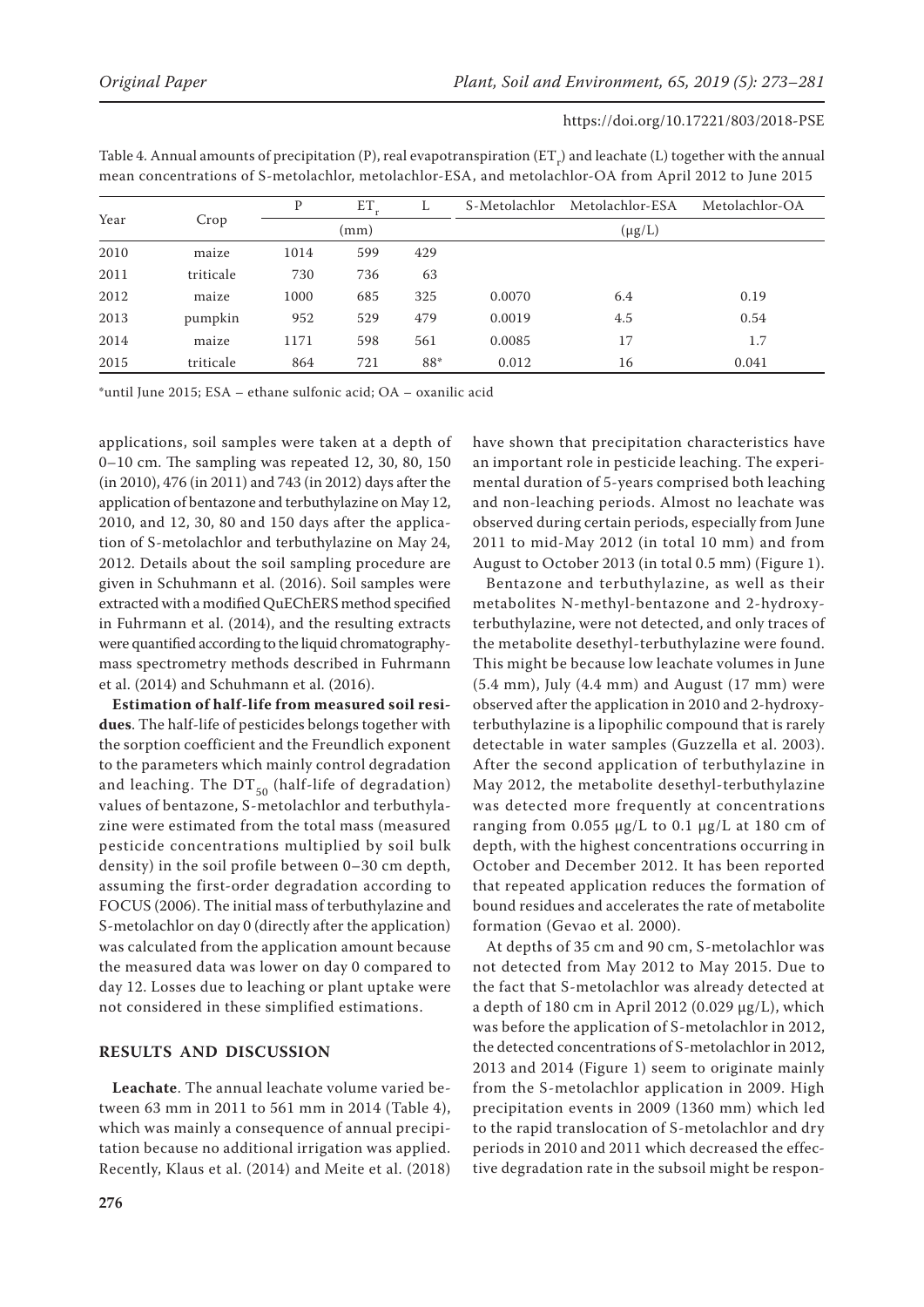Table 4. Annual amounts of precipitation (P), real evapotranspiration ($ET_r$) and leachate (L) together with the annual mean concentrations of S-metolachlor, metolachlor-ESA, and metolachlor-OA from April 2012 to June 2015

| Year | Crop | P | $ET_r$ | L | S-Metolachlor | Metolachlor-ESA | Metolachlor-OA |
|---|---|---|---|---|---|---|---|
| | | (mm) | | | (μg/L) | | |
| 2010 | maize | 1014 | 599 | 429 | | | |
| 2011 | triticale | 730 | 736 | 63 | | | |
| 2012 | maize | 1000 | 685 | 325 | 0.0070 | 6.4 | 0.19 |
| 2013 | pumpkin | 952 | 529 | 479 | 0.0019 | 4.5 | 0.54 |
| 2014 | maize | 1171 | 598 | 561 | 0.0085 | 17 | 1.7 |
| 2015 | triticale | 864 | 721 | 88* | 0.012 | 16 | 0.041 |

*until June 2015; ESA – ethane sulfonic acid; OA – oxanilic acid

applications, soil samples were taken at a depth of 0–10 cm. The sampling was repeated 12, 30, 80, 150 (in 2010), 476 (in 2011) and 743 (in 2012) days after the application of bentazone and terbuthylazine on May 12, 2010, and 12, 30, 80 and 150 days after the application of S-metolachlor and terbuthylazine on May 24, 2012. Details about the soil sampling procedure are given in Schuhmann et al. (2016). Soil samples were extracted with a modified QuEChERS method specified in Fuhrmann et al. (2014), and the resulting extracts were quantified according to the liquid chromatography-mass spectrometry methods described in Fuhrmann et al. (2014) and Schuhmann et al. (2016).

**Estimation of half-life from measured soil residues**. The half-life of pesticides belongs together with the sorption coefficient and the Freundlich exponent to the parameters which mainly control degradation and leaching. The $DT_{50}$ (half-life of degradation) values of bentazone, S-metolachlor and terbuthylazine were estimated from the total mass (measured pesticide concentrations multiplied by soil bulk density) in the soil profile between 0–30 cm depth, assuming the first-order degradation according to FOCUS (2006). The initial mass of terbuthylazine and S-metolachlor on day 0 (directly after the application) was calculated from the application amount because the measured data was lower on day 0 compared to day 12. Losses due to leaching or plant uptake were not considered in these simplified estimations.

## RESULTS AND DISCUSSION

**Leachate**. The annual leachate volume varied between 63 mm in 2011 to 561 mm in 2014 (Table 4), which was mainly a consequence of annual precipitation because no additional irrigation was applied. Recently, Klaus et al. (2014) and Meite et al. (2018) have shown that precipitation characteristics have an important role in pesticide leaching. The experimental duration of 5-years comprised both leaching and non-leaching periods. Almost no leachate was observed during certain periods, especially from June 2011 to mid-May 2012 (in total 10 mm) and from August to October 2013 (in total 0.5 mm) (Figure 1).

Bentazone and terbuthylazine, as well as their metabolites N-methyl-bentazone and 2-hydroxy-terbuthylazine, were not detected, and only traces of the metabolite desethyl-terbuthylazine were found. This might be because low leachate volumes in June (5.4 mm), July (4.4 mm) and August (17 mm) were observed after the application in 2010 and 2-hydroxy-terbuthylazine is a lipophilic compound that is rarely detectable in water samples (Guzzella et al. 2003). After the second application of terbuthylazine in May 2012, the metabolite desethyl-terbuthylazine was detected more frequently at concentrations ranging from 0.055 μg/L to 0.1 μg/L at 180 cm of depth, with the highest concentrations occurring in October and December 2012. It has been reported that repeated application reduces the formation of bound residues and accelerates the rate of metabolite formation (Gevao et al. 2000).

At depths of 35 cm and 90 cm, S-metolachlor was not detected from May 2012 to May 2015. Due to the fact that S-metolachlor was already detected at a depth of 180 cm in April 2012 (0.029 μg/L), which was before the application of S-metolachlor in 2012, the detected concentrations of S-metolachlor in 2012, 2013 and 2014 (Figure 1) seem to originate mainly from the S-metolachlor application in 2009. High precipitation events in 2009 (1360 mm) which led to the rapid translocation of S-metolachlor and dry periods in 2010 and 2011 which decreased the effective degradation rate in the subsoil might be respon-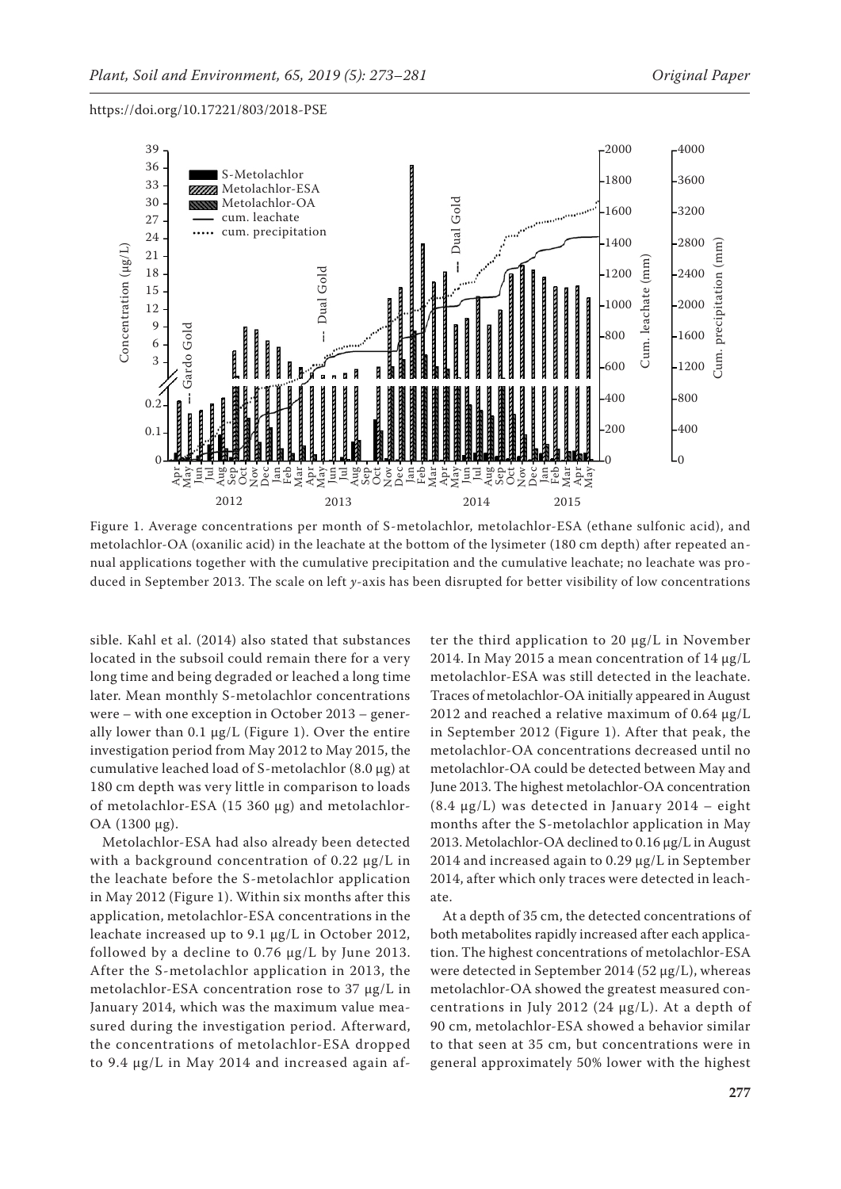Figure 1. Average concentrations per month of S-metolachlor, metolachlor-ESA (ethane sulfonic acid), and metolachlor-OA (oxanilic acid) in the leachate at the bottom of the lysimeter (180 cm depth) after repeated annual applications together with the cumulative precipitation and the cumulative leachate; no leachate was produced in September 2013. The scale on left *y*-axis has been disrupted for better visibility of low concentrations

sible. Kahl et al. (2014) also stated that substances located in the subsoil could remain there for a very long time and being degraded or leached a long time later. Mean monthly S-metolachlor concentrations were – with one exception in October 2013 – generally lower than 0.1 µg/L (Figure 1). Over the entire investigation period from May 2012 to May 2015, the cumulative leached load of S-metolachlor (8.0 µg) at 180 cm depth was very little in comparison to loads of metolachlor-ESA (15 360 µg) and metolachlor-OA (1300 µg).

Metolachlor-ESA had also already been detected with a background concentration of 0.22 µg/L in the leachate before the S-metolachlor application in May 2012 (Figure 1). Within six months after this application, metolachlor-ESA concentrations in the leachate increased up to 9.1 µg/L in October 2012, followed by a decline to 0.76 µg/L by June 2013. After the S-metolachlor application in 2013, the metolachlor-ESA concentration rose to 37 µg/L in January 2014, which was the maximum value measured during the investigation period. Afterward, the concentrations of metolachlor-ESA dropped to 9.4 µg/L in May 2014 and increased again after the third application to 20 µg/L in November 2014. In May 2015 a mean concentration of 14 µg/L metolachlor-ESA was still detected in the leachate. Traces of metolachlor-OA initially appeared in August 2012 and reached a relative maximum of 0.64 µg/L in September 2012 (Figure 1). After that peak, the metolachlor-OA concentrations decreased until no metolachlor-OA could be detected between May and June 2013. The highest metolachlor-OA concentration (8.4 µg/L) was detected in January 2014 – eight months after the S-metolachlor application in May 2013. Metolachlor-OA declined to 0.16 µg/L in August 2014 and increased again to 0.29 µg/L in September 2014, after which only traces were detected in leachate.

At a depth of 35 cm, the detected concentrations of both metabolites rapidly increased after each application. The highest concentrations of metolachlor-ESA were detected in September 2014 (52 µg/L), whereas metolachlor-OA showed the greatest measured concentrations in July 2012 (24 µg/L). At a depth of 90 cm, metolachlor-ESA showed a behavior similar to that seen at 35 cm, but concentrations were in general approximately 50% lower with the highest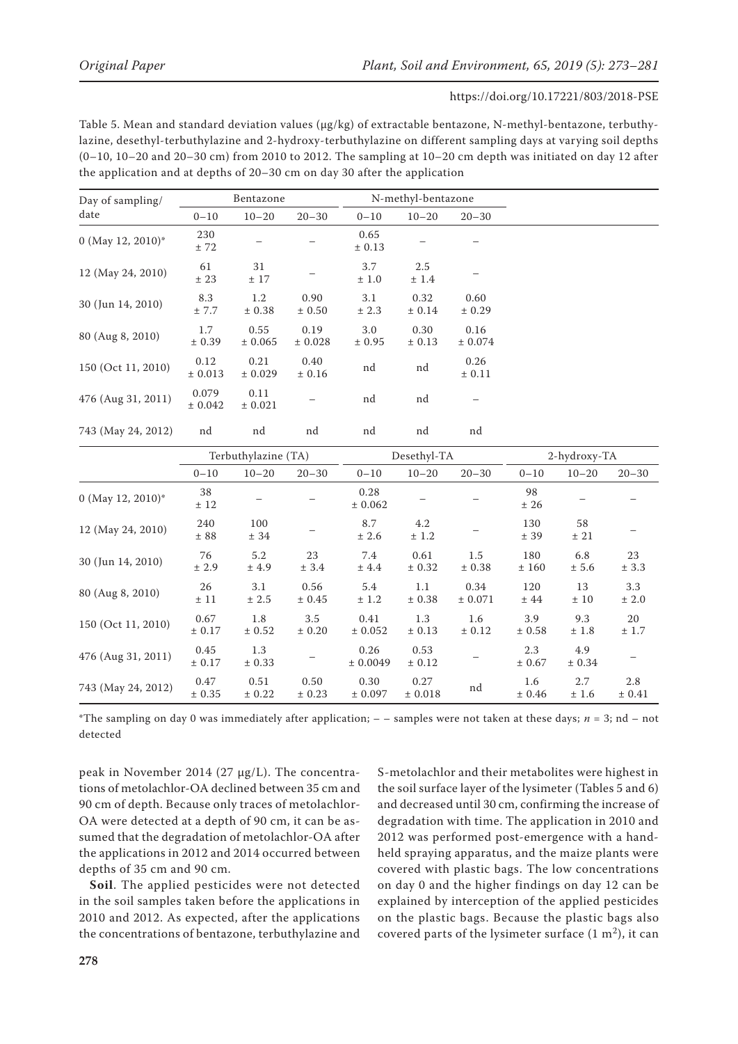Table 5. Mean and standard deviation values (μg/kg) of extractable bentazone, N-methyl-bentazone, terbuthylazine, desethyl-terbuthylazine and 2-hydroxy-terbuthylazine on different sampling days at varying soil depths (0–10, 10–20 and 20–30 cm) from 2010 to 2012. The sampling at 10–20 cm depth was initiated on day 12 after the application and at depths of 20–30 cm on day 30 after the application

| Day of sampling/ date | Bentazone | | | N-methyl-bentazone | | |
|---|---|---|---|---|---|---|
| | 0–10 | 10–20 | 20–30 | 0–10 | 10–20 | 20–30 |
| 0 (May 12, 2010)* | 230 ± 72 | – | – | 0.65 ± 0.13 | – | – |
| 12 (May 24, 2010) | 61 ± 23 | 31 ± 17 | – | 3.7 ± 1.0 | 2.5 ± 1.4 | – |
| 30 (Jun 14, 2010) | 8.3 ± 7.7 | 1.2 ± 0.38 | 0.90 ± 0.50 | 3.1 ± 2.3 | 0.32 ± 0.14 | 0.60 ± 0.29 |
| 80 (Aug 8, 2010) | 1.7 ± 0.39 | 0.55 ± 0.065 | 0.19 ± 0.028 | 3.0 ± 0.95 | 0.30 ± 0.13 | 0.16 ± 0.074 |
| 150 (Oct 11, 2010) | 0.12 ± 0.013 | 0.21 ± 0.029 | 0.40 ± 0.16 | nd | nd | 0.26 ± 0.11 |
| 476 (Aug 31, 2011) | 0.079 ± 0.042 | 0.11 ± 0.021 | – | nd | nd | – |
| 743 (May 24, 2012) | nd | nd | nd | nd | nd | nd |

| | Terbuthylazine (TA) | | | Desethyl-TA | | | 2-hydroxy-TA | | |
|---|---|---|---|---|---|---|---|---|---|
| | 0–10 | 10–20 | 20–30 | 0–10 | 10–20 | 20–30 | 0–10 | 10–20 | 20–30 |
| 0 (May 12, 2010)* | 38 ± 12 | – | – | 0.28 ± 0.062 | – | – | 98 ± 26 | – | – |
| 12 (May 24, 2010) | 240 ± 88 | 100 ± 34 | – | 8.7 ± 2.6 | 4.2 ± 1.2 | – | 130 ± 39 | 58 ± 21 | – |
| 30 (Jun 14, 2010) | 76 ± 2.9 | 5.2 ± 4.9 | 23 ± 3.4 | 7.4 ± 4.4 | 0.61 ± 0.32 | 1.5 ± 0.38 | 180 ± 160 | 6.8 ± 5.6 | 23 ± 3.3 |
| 80 (Aug 8, 2010) | 26 ± 11 | 3.1 ± 2.5 | 0.56 ± 0.45 | 5.4 ± 1.2 | 1.1 ± 0.38 | 0.34 ± 0.071 | 120 ± 44 | 13 ± 10 | 3.3 ± 2.0 |
| 150 (Oct 11, 2010) | 0.67 ± 0.17 | 1.8 ± 0.52 | 3.5 ± 0.20 | 0.41 ± 0.052 | 1.3 ± 0.13 | 1.6 ± 0.12 | 3.9 ± 0.58 | 9.3 ± 1.8 | 20 ± 1.7 |
| 476 (Aug 31, 2011) | 0.45 ± 0.17 | 1.3 ± 0.33 | – | 0.26 ± 0.0049 | 0.53 ± 0.12 | – | 2.3 ± 0.67 | 4.9 ± 0.34 | – |
| 743 (May 24, 2012) | 0.47 ± 0.35 | 0.51 ± 0.22 | 0.50 ± 0.23 | 0.30 ± 0.097 | 0.27 ± 0.018 | nd | 1.6 ± 0.46 | 2.7 ± 1.6 | 2.8 ± 0.41 |

*The sampling on day 0 was immediately after application; – – samples were not taken at these days; $n = 3$; nd – not detected

peak in November 2014 (27 μg/L). The concentrations of metolachlor-OA declined between 35 cm and 90 cm of depth. Because only traces of metolachlor-OA were detected at a depth of 90 cm, it can be assumed that the degradation of metolachlor-OA after the applications in 2012 and 2014 occurred between depths of 35 cm and 90 cm.

**Soil**. The applied pesticides were not detected in the soil samples taken before the applications in 2010 and 2012. As expected, after the applications the concentrations of bentazone, terbuthylazine and S-metolachlor and their metabolites were highest in the soil surface layer of the lysimeter (Tables 5 and 6) and decreased until 30 cm, confirming the increase of degradation with time. The application in 2010 and 2012 was performed post-emergence with a handheld spraying apparatus, and the maize plants were covered with plastic bags. The low concentrations on day 0 and the higher findings on day 12 can be explained by interception of the applied pesticides on the plastic bags. Because the plastic bags also covered parts of the lysimeter surface (1 $m^2$), it can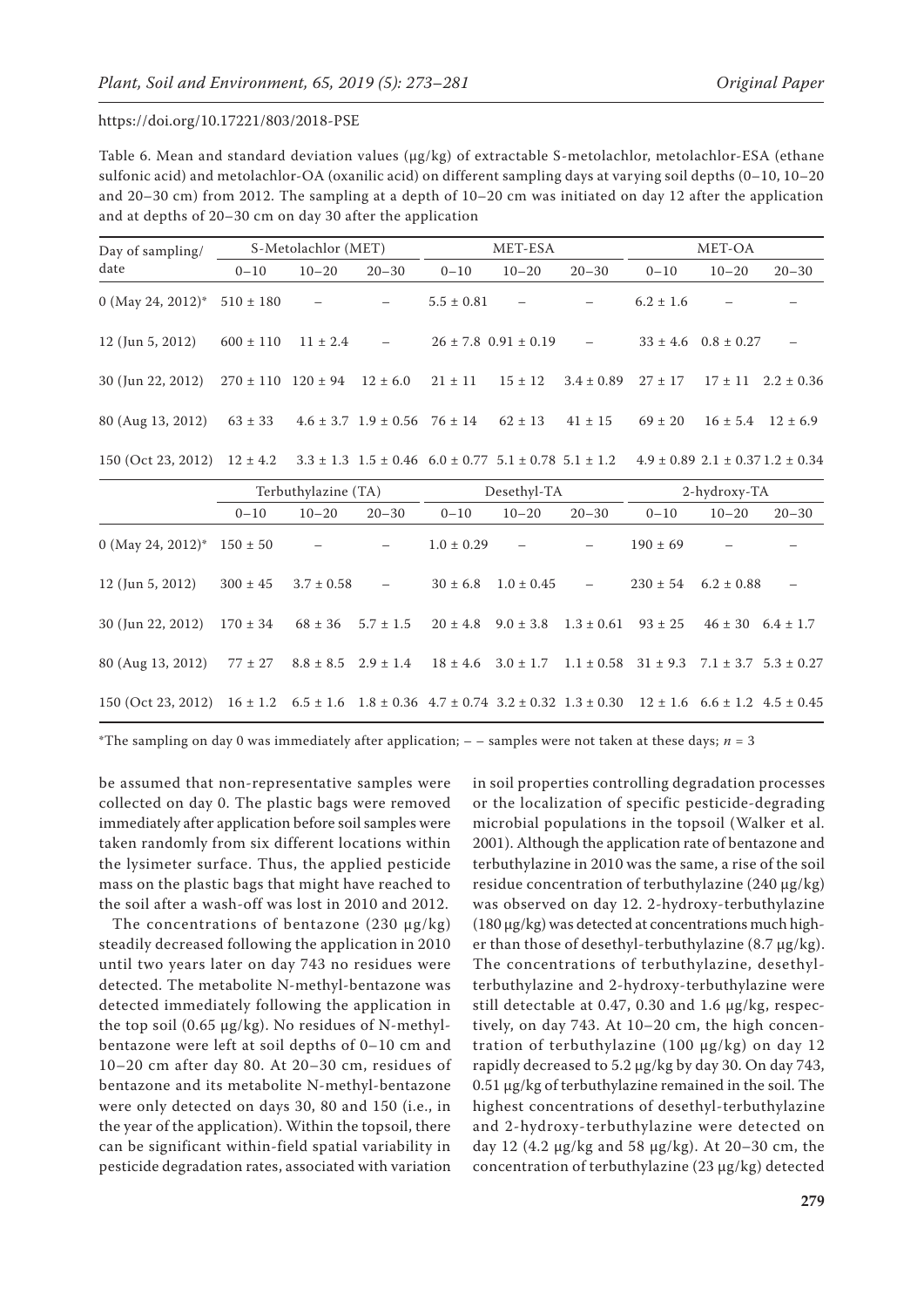https://doi.org/10.17221/803/2018-PSE

Table 6. Mean and standard deviation values (µg/kg) of extractable S-metolachlor, metolachlor-ESA (ethane sulfonic acid) and metolachlor-OA (oxanilic acid) on different sampling days at varying soil depths (0–10, 10–20 and 20–30 cm) from 2012. The sampling at a depth of 10–20 cm was initiated on day 12 after the application and at depths of 20–30 cm on day 30 after the application

| Day of sampling/ date | S-Metolachlor (MET) | | | MET-ESA | | | MET-OA | | |
|---|---|---|---|---|---|---|---|---|---|
| | 0–10 | 10–20 | 20–30 | 0–10 | 10–20 | 20–30 | 0–10 | 10–20 | 20–30 |
| 0 (May 24, 2012)* | 510 ± 180 | – | – | 5.5 ± 0.81 | – | – | 6.2 ± 1.6 | – | – |
| 12 (Jun 5, 2012) | 600 ± 110 | 11 ± 2.4 | – | 26 ± 7.8 | 0.91 ± 0.19 | – | 33 ± 4.6 | 0.8 ± 0.27 | – |
| 30 (Jun 22, 2012) | 270 ± 110 | 120 ± 94 | 12 ± 6.0 | 21 ± 11 | 15 ± 12 | 3.4 ± 0.89 | 27 ± 17 | 17 ± 11 | 2.2 ± 0.36 |
| 80 (Aug 13, 2012) | 63 ± 33 | 4.6 ± 3.7 | 1.9 ± 0.56 | 76 ± 14 | 62 ± 13 | 41 ± 15 | 69 ± 20 | 16 ± 5.4 | 12 ± 6.9 |
| 150 (Oct 23, 2012) | 12 ± 4.2 | 3.3 ± 1.3 | 1.5 ± 0.46 | 6.0 ± 0.77 | 5.1 ± 0.78 | 5.1 ± 1.2 | 4.9 ± 0.89 | 2.1 ± 0.37 | 1.2 ± 0.34 |
| | Terbuthylazine (TA) | | | Desethyl-TA | | | 2-hydroxy-TA | | |
| | 0–10 | 10–20 | 20–30 | 0–10 | 10–20 | 20–30 | 0–10 | 10–20 | 20–30 |
| 0 (May 24, 2012)* | 150 ± 50 | – | – | 1.0 ± 0.29 | – | – | 190 ± 69 | – | – |
| 12 (Jun 5, 2012) | 300 ± 45 | 3.7 ± 0.58 | – | 30 ± 6.8 | 1.0 ± 0.45 | – | 230 ± 54 | 6.2 ± 0.88 | – |
| 30 (Jun 22, 2012) | 170 ± 34 | 68 ± 36 | 5.7 ± 1.5 | 20 ± 4.8 | 9.0 ± 3.8 | 1.3 ± 0.61 | 93 ± 25 | 46 ± 30 | 6.4 ± 1.7 |
| 80 (Aug 13, 2012) | 77 ± 27 | 8.8 ± 8.5 | 2.9 ± 1.4 | 18 ± 4.6 | 3.0 ± 1.7 | 1.1 ± 0.58 | 31 ± 9.3 | 7.1 ± 3.7 | 5.3 ± 0.27 |
| 150 (Oct 23, 2012) | 16 ± 1.2 | 6.5 ± 1.6 | 1.8 ± 0.36 | 4.7 ± 0.74 | 3.2 ± 0.32 | 1.3 ± 0.30 | 12 ± 1.6 | 6.6 ± 1.2 | 4.5 ± 0.45 |

*The sampling on day 0 was immediately after application; – – samples were not taken at these days; $n = 3$

be assumed that non-representative samples were collected on day 0. The plastic bags were removed immediately after application before soil samples were taken randomly from six different locations within the lysimeter surface. Thus, the applied pesticide mass on the plastic bags that might have reached to the soil after a wash-off was lost in 2010 and 2012.

The concentrations of bentazone (230 µg/kg) steadily decreased following the application in 2010 until two years later on day 743 no residues were detected. The metabolite N-methyl-bentazone was detected immediately following the application in the top soil (0.65 µg/kg). No residues of N-methyl-bentazone were left at soil depths of 0–10 cm and 10–20 cm after day 80. At 20–30 cm, residues of bentazone and its metabolite N-methyl-bentazone were only detected on days 30, 80 and 150 (i.e., in the year of the application). Within the topsoil, there can be significant within-field spatial variability in pesticide degradation rates, associated with variation in soil properties controlling degradation processes or the localization of specific pesticide-degrading microbial populations in the topsoil (Walker et al. 2001). Although the application rate of bentazone and terbuthylazine in 2010 was the same, a rise of the soil residue concentration of terbuthylazine (240 µg/kg) was observed on day 12. 2-hydroxy-terbuthylazine (180 µg/kg) was detected at concentrations much higher than those of desethyl-terbuthylazine (8.7 µg/kg). The concentrations of terbuthylazine, desethyl-terbuthylazine and 2-hydroxy-terbuthylazine were still detectable at 0.47, 0.30 and 1.6 µg/kg, respectively, on day 743. At 10–20 cm, the high concentration of terbuthylazine (100 µg/kg) on day 12 rapidly decreased to 5.2 µg/kg by day 30. On day 743, 0.51 µg/kg of terbuthylazine remained in the soil. The highest concentrations of desethyl-terbuthylazine and 2-hydroxy-terbuthylazine were detected on day 12 (4.2 µg/kg and 58 µg/kg). At 20–30 cm, the concentration of terbuthylazine (23 µg/kg) detected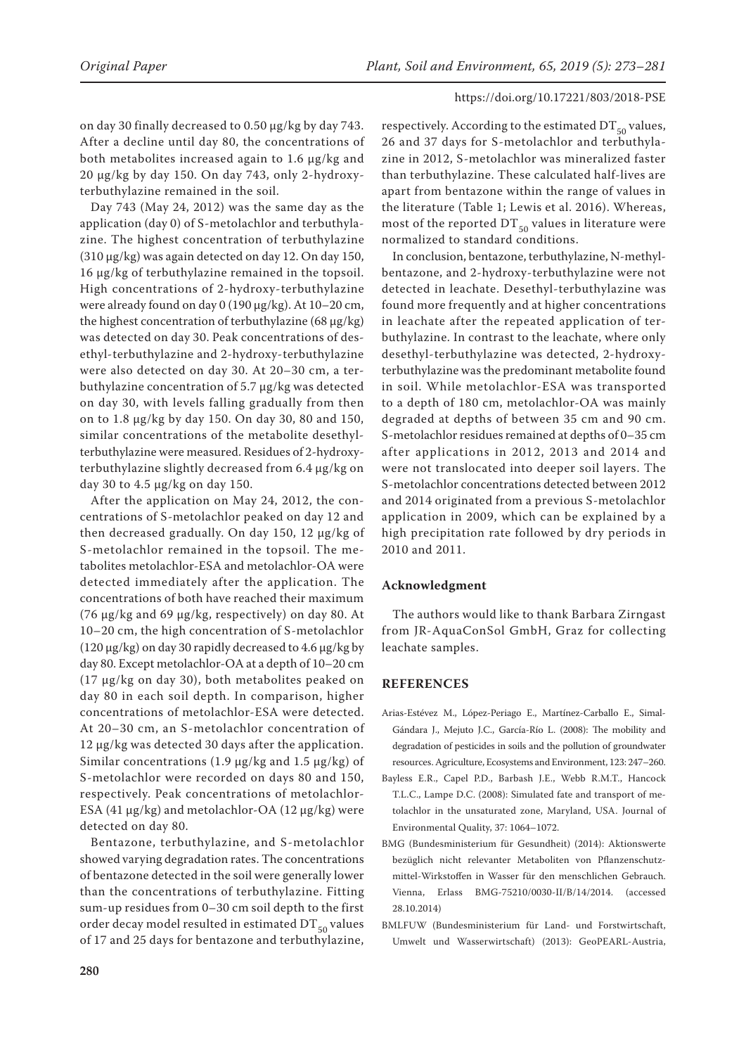on day 30 finally decreased to 0.50 µg/kg by day 743. After a decline until day 80, the concentrations of both metabolites increased again to 1.6 µg/kg and 20 µg/kg by day 150. On day 743, only 2-hydroxy-terbuthylazine remained in the soil.

Day 743 (May 24, 2012) was the same day as the application (day 0) of S-metolachlor and terbuthylazine. The highest concentration of terbuthylazine (310 µg/kg) was again detected on day 12. On day 150, 16 µg/kg of terbuthylazine remained in the topsoil. High concentrations of 2-hydroxy-terbuthylazine were already found on day 0 (190 µg/kg). At 10–20 cm, the highest concentration of terbuthylazine (68 µg/kg) was detected on day 30. Peak concentrations of desethyl-terbuthylazine and 2-hydroxy-terbuthylazine were also detected on day 30. At 20–30 cm, a terbuthylazine concentration of 5.7 µg/kg was detected on day 30, with levels falling gradually from then on to 1.8 µg/kg by day 150. On day 30, 80 and 150, similar concentrations of the metabolite desethyl-terbuthylazine were measured. Residues of 2-hydroxy-terbuthylazine slightly decreased from 6.4 µg/kg on day 30 to 4.5 µg/kg on day 150.

After the application on May 24, 2012, the concentrations of S-metolachlor peaked on day 12 and then decreased gradually. On day 150, 12 µg/kg of S-metolachlor remained in the topsoil. The metabolites metolachlor-ESA and metolachlor-OA were detected immediately after the application. The concentrations of both have reached their maximum (76 µg/kg and 69 µg/kg, respectively) on day 80. At 10–20 cm, the high concentration of S-metolachlor (120 µg/kg) on day 30 rapidly decreased to 4.6 µg/kg by day 80. Except metolachlor-OA at a depth of 10–20 cm (17 µg/kg on day 30), both metabolites peaked on day 80 in each soil depth. In comparison, higher concentrations of metolachlor-ESA were detected. At 20–30 cm, an S-metolachlor concentration of 12 µg/kg was detected 30 days after the application. Similar concentrations (1.9 µg/kg and 1.5 µg/kg) of S-metolachlor were recorded on days 80 and 150, respectively. Peak concentrations of metolachlor-ESA (41 µg/kg) and metolachlor-OA (12 µg/kg) were detected on day 80.

Bentazone, terbuthylazine, and S-metolachlor showed varying degradation rates. The concentrations of bentazone detected in the soil were generally lower than the concentrations of terbuthylazine. Fitting sum-up residues from 0–30 cm soil depth to the first order decay model resulted in estimated $DT_{50}$ values of 17 and 25 days for bentazone and terbuthylazine, respectively. According to the estimated $DT_{50}$ values, 26 and 37 days for S-metolachlor and terbuthylazine in 2012, S-metolachlor was mineralized faster than terbuthylazine. These calculated half-lives are apart from bentazone within the range of values in the literature (Table 1; Lewis et al. 2016). Whereas, most of the reported $DT_{50}$ values in literature were normalized to standard conditions.

In conclusion, bentazone, terbuthylazine, N-methyl-bentazone, and 2-hydroxy-terbuthylazine were not detected in leachate. Desethyl-terbuthylazine was found more frequently and at higher concentrations in leachate after the repeated application of terbuthylazine. In contrast to the leachate, where only desethyl-terbuthylazine was detected, 2-hydroxy-terbuthylazine was the predominant metabolite found in soil. While metolachlor-ESA was transported to a depth of 180 cm, metolachlor-OA was mainly degraded at depths of between 35 cm and 90 cm. S-metolachlor residues remained at depths of 0–35 cm after applications in 2012, 2013 and 2014 and were not translocated into deeper soil layers. The S-metolachlor concentrations detected between 2012 and 2014 originated from a previous S-metolachlor application in 2009, which can be explained by a high precipitation rate followed by dry periods in 2010 and 2011.

### Acknowledgment

The authors would like to thank Barbara Zirngast from JR-AquaConSol GmbH, Graz for collecting leachate samples.

## REFERENCES

Arias-Estévez M., López-Periago E., Martínez-Carballo E., Simal-Gándara J., Mejuto J.C., García-Río L. (2008): The mobility and degradation of pesticides in soils and the pollution of groundwater resources. Agriculture, Ecosystems and Environment, 123: 247–260.

Bayless E.R., Capel P.D., Barbash J.E., Webb R.M.T., Hancock T.L.C., Lampe D.C. (2008): Simulated fate and transport of metolachlor in the unsaturated zone, Maryland, USA. Journal of Environmental Quality, 37: 1064–1072.

BMG (Bundesministerium für Gesundheit) (2014): Aktionswerte bezüglich nicht relevanter Metaboliten von Pflanzenschutzmittel-Wirkstoffen in Wasser für den menschlichen Gebrauch. Vienna, Erlass BMG-75210/0030-II/B/14/2014. (accessed 28.10.2014)

BMLFUW (Bundesministerium für Land- und Forstwirtschaft, Umwelt und Wasserwirtschaft) (2013): GeoPEARL-Austria,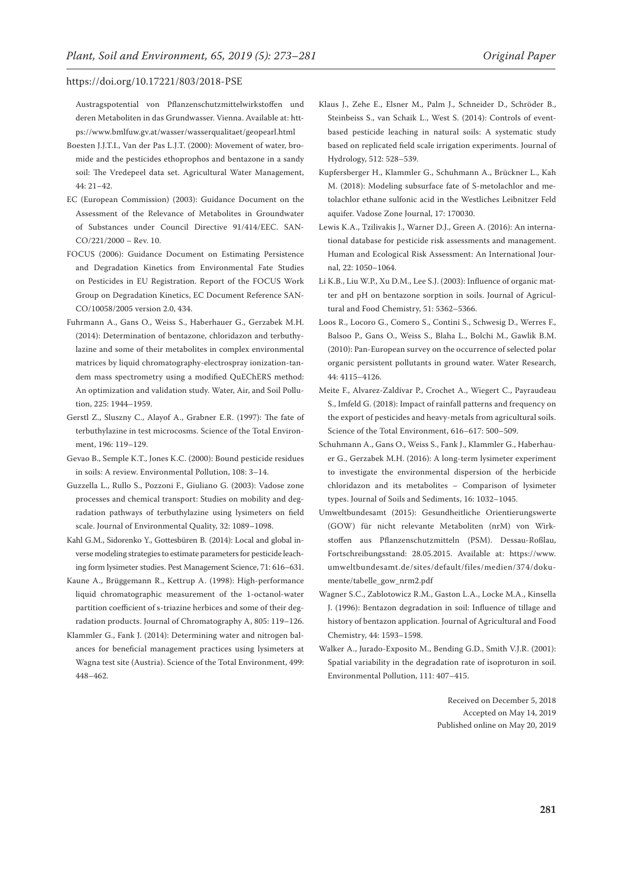Austragspotential von Pflanzenschutzmittelwirkstoffen und deren Metaboliten in das Grundwasser. Vienna. Available at: https://www.bmlfuw.gv.at/wasser/wasserqualitaet/geopearl.html

Boesten J.J.T.I., Van der Pas L.J.T. (2000): Movement of water, bromide and the pesticides ethoprophos and bentazone in a sandy soil: The Vredepeel data set. Agricultural Water Management, 44: 21–42.

EC (European Commission) (2003): Guidance Document on the Assessment of the Relevance of Metabolites in Groundwater of Substances under Council Directive 91/414/EEC. SANCO/221/2000 – Rev. 10.

FOCUS (2006): Guidance Document on Estimating Persistence and Degradation Kinetics from Environmental Fate Studies on Pesticides in EU Registration. Report of the FOCUS Work Group on Degradation Kinetics, EC Document Reference SANCO/10058/2005 version 2.0, 434.

Fuhrmann A., Gans O., Weiss S., Haberhauer G., Gerzabek M.H. (2014): Determination of bentazone, chloridazon and terbuthylazine and some of their metabolites in complex environmental matrices by liquid chromatography-electrospray ionization-tandem mass spectrometry using a modified QuEChERS method: An optimization and validation study. Water, Air, and Soil Pollution, 225: 1944–1959.

Gerstl Z., Sluszny C., Alayof A., Grabner E.R. (1997): The fate of terbuthylazine in test microcosms. Science of the Total Environment, 196: 119–129.

Gevao B., Semple K.T., Jones K.C. (2000): Bound pesticide residues in soils: A review. Environmental Pollution, 108: 3–14.

Guzzella L., Rullo S., Pozzoni F., Giuliano G. (2003): Vadose zone processes and chemical transport: Studies on mobility and degradation pathways of terbuthylazine using lysimeters on field scale. Journal of Environmental Quality, 32: 1089–1098.

Kahl G.M., Sidorenko Y., Gottesbüren B. (2014): Local and global inverse modeling strategies to estimate parameters for pesticide leaching form lysimeter studies. Pest Management Science, 71: 616–631.

Kaune A., Brüggemann R., Kettrup A. (1998): High-performance liquid chromatographic measurement of the 1-octanol-water partition coefficient of s-triazine herbices and some of their degradation products. Journal of Chromatography A, 805: 119–126.

Klammler G., Fank J. (2014): Determining water and nitrogen balances for beneficial management practices using lysimeters at Wagna test site (Austria). Science of the Total Environment, 499: 448–462.

Klaus J., Zehe E., Elsner M., Palm J., Schneider D., Schröder B., Steinbeiss S., van Schaik L., West S. (2014): Controls of event-based pesticide leaching in natural soils: A systematic study based on replicated field scale irrigation experiments. Journal of Hydrology, 512: 528–539.

Kupfersberger H., Klammler G., Schuhmann A., Brückner L., Kah M. (2018): Modeling subsurface fate of S-metolachlor and metolachlor ethane sulfonic acid in the Westliches Leibnitzer Feld aquifer. Vadose Zone Journal, 17: 170030.

Lewis K.A., Tzilivakis J., Warner D.J., Green A. (2016): An international database for pesticide risk assessments and management. Human and Ecological Risk Assessment: An International Journal, 22: 1050–1064.

Li K.B., Liu W.P., Xu D.M., Lee S.J. (2003): Influence of organic matter and pH on bentazone sorption in soils. Journal of Agricultural and Food Chemistry, 51: 5362–5366.

Loos R., Locoro G., Comero S., Contini S., Schwesig D., Werres F., Balsoo P., Gans O., Weiss S., Blaha L., Bolchi M., Gawlik B.M. (2010): Pan-European survey on the occurrence of selected polar organic persistent pollutants in ground water. Water Research, 44: 4115–4126.

Meite F., Alvarez-Zaldívar P., Crochet A., Wiegert C., Payraudeau S., Imfeld G. (2018): Impact of rainfall patterns and frequency on the export of pesticides and heavy-metals from agricultural soils. Science of the Total Environment, 616–617: 500–509.

Schuhmann A., Gans O., Weiss S., Fank J., Klammler G., Haberhauer G., Gerzabek M.H. (2016): A long-term lysimeter experiment to investigate the environmental dispersion of the herbicide chloridazon and its metabolites – Comparison of lysimeter types. Journal of Soils and Sediments, 16: 1032–1045.

Umweltbundesamt (2015): Gesundheitliche Orientierungswerte (GOW) für nicht relevante Metaboliten (nrM) von Wirkstoffen aus Pflanzenschutzmitteln (PSM). Dessau-Roßlau, Fortschreibungsstand: 28.05.2015. Available at: https://www.umweltbundesamt.de/sites/default/files/medien/374/dokumente/tabelle_gow_nrm2.pdf

Wagner S.C., Zablotowicz R.M., Gaston L.A., Locke M.A., Kinsella J. (1996): Bentazon degradation in soil: Influence of tillage and history of bentazon application. Journal of Agricultural and Food Chemistry, 44: 1593–1598.

Walker A., Jurado-Exposito M., Bending G.D., Smith V.J.R. (2001): Spatial variability in the degradation rate of isoproturon in soil. Environmental Pollution, 111: 407–415.

Received on December 5, 2018
Accepted on May 14, 2019
Published online on May 20, 2019